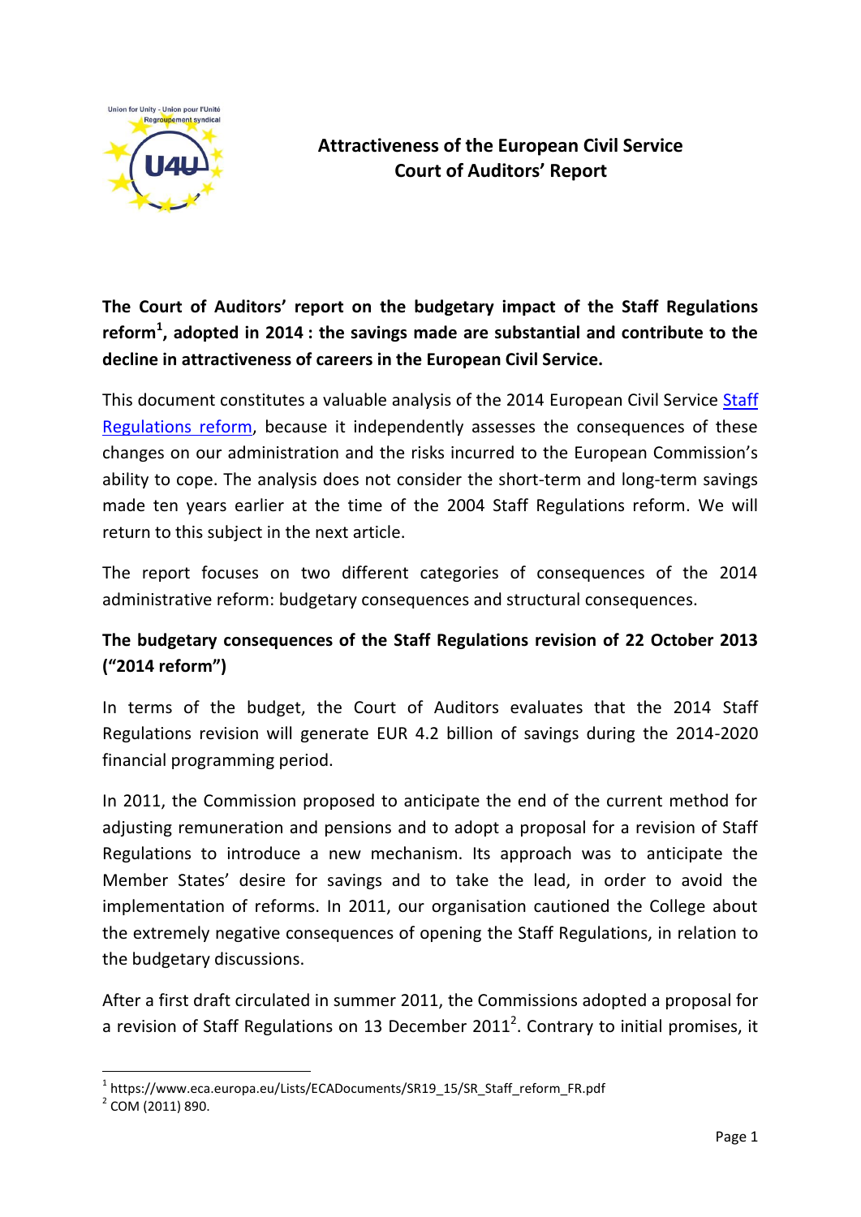# Attractiveness of the European Civil Service
## Court of Auditors' Report

**The Court of Auditors' report on the budgetary impact of the Staff Regulations reform[1], adopted in 2014 : the savings made are substantial and contribute to the decline in attractiveness of careers in the European Civil Service.**

This document constitutes a valuable analysis of the 2014 European Civil Service Staff Regulations reform, because it independently assesses the consequences of these changes on our administration and the risks incurred to the European Commission's ability to cope. The analysis does not consider the short-term and long-term savings made ten years earlier at the time of the 2004 Staff Regulations reform. We will return to this subject in the next article.

The report focuses on two different categories of consequences of the 2014 administrative reform: budgetary consequences and structural consequences.

**The budgetary consequences of the Staff Regulations revision of 22 October 2013 ("2014 reform")**

In terms of the budget, the Court of Auditors evaluates that the 2014 Staff Regulations revision will generate EUR 4.2 billion of savings during the 2014-2020 financial programming period.

In 2011, the Commission proposed to anticipate the end of the current method for adjusting remuneration and pensions and to adopt a proposal for a revision of Staff Regulations to introduce a new mechanism. Its approach was to anticipate the Member States' desire for savings and to take the lead, in order to avoid the implementation of reforms. In 2011, our organisation cautioned the College about the extremely negative consequences of opening the Staff Regulations, in relation to the budgetary discussions.

After a first draft circulated in summer 2011, the Commissions adopted a proposal for a revision of Staff Regulations on 13 December 2011[2]. Contrary to initial promises, it

---

[1] https://www.eca.europa.eu/Lists/ECADocuments/SR19_15/SR_Staff_reform_FR.pdf

[2] COM (2011) 890.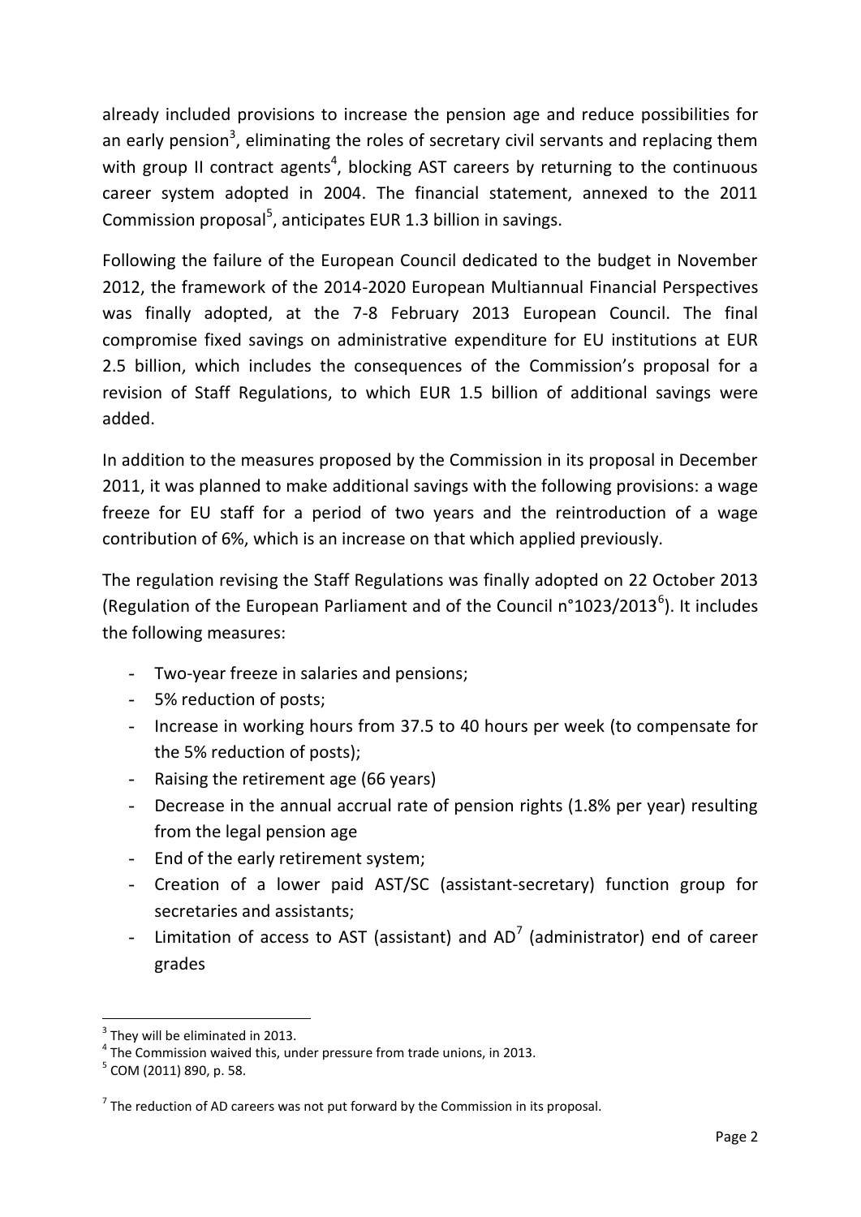already included provisions to increase the pension age and reduce possibilities for an early pension[3], eliminating the roles of secretary civil servants and replacing them with group II contract agents[4], blocking AST careers by returning to the continuous career system adopted in 2004. The financial statement, annexed to the 2011 Commission proposal[5], anticipates EUR 1.3 billion in savings.

Following the failure of the European Council dedicated to the budget in November 2012, the framework of the 2014-2020 European Multiannual Financial Perspectives was finally adopted, at the 7-8 February 2013 European Council. The final compromise fixed savings on administrative expenditure for EU institutions at EUR 2.5 billion, which includes the consequences of the Commission's proposal for a revision of Staff Regulations, to which EUR 1.5 billion of additional savings were added.

In addition to the measures proposed by the Commission in its proposal in December 2011, it was planned to make additional savings with the following provisions: a wage freeze for EU staff for a period of two years and the reintroduction of a wage contribution of 6%, which is an increase on that which applied previously.

The regulation revising the Staff Regulations was finally adopted on 22 October 2013 (Regulation of the European Parliament and of the Council n°1023/2013[6]). It includes the following measures:

- Two-year freeze in salaries and pensions;
- 5% reduction of posts;
- Increase in working hours from 37.5 to 40 hours per week (to compensate for the 5% reduction of posts);
- Raising the retirement age (66 years)
- Decrease in the annual accrual rate of pension rights (1.8% per year) resulting from the legal pension age
- End of the early retirement system;
- Creation of a lower paid AST/SC (assistant-secretary) function group for secretaries and assistants;
- Limitation of access to AST (assistant) and AD[7] (administrator) end of career grades

[3] They will be eliminated in 2013.
[4] The Commission waived this, under pressure from trade unions, in 2013.
[5] COM (2011) 890, p. 58.

[7] The reduction of AD careers was not put forward by the Commission in its proposal.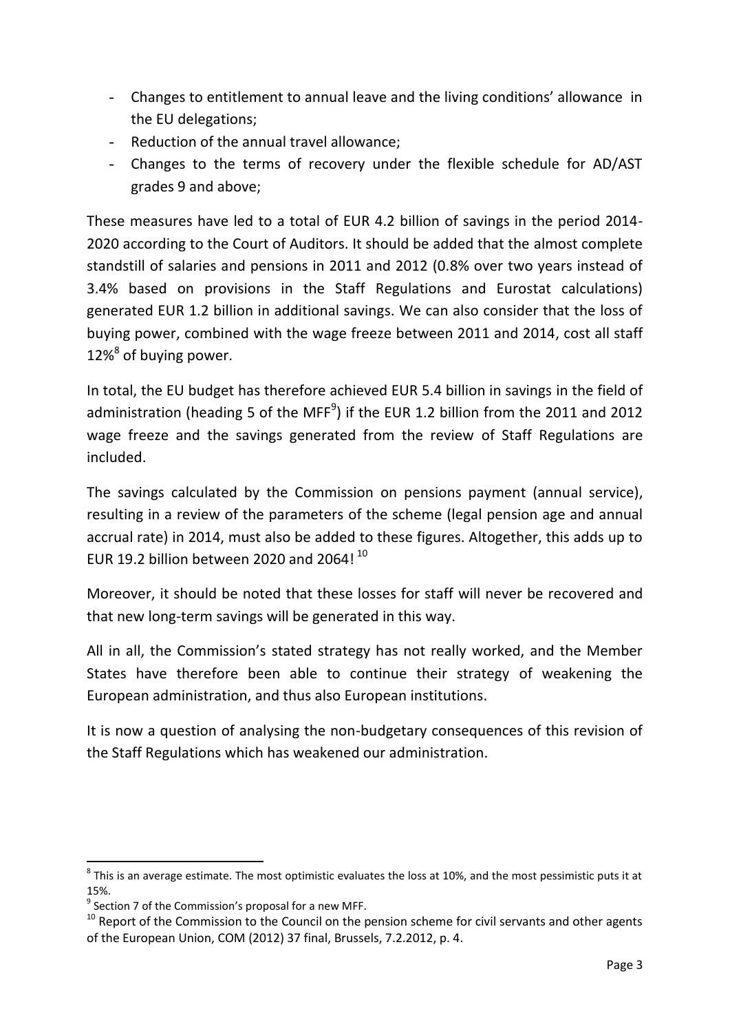- Changes to entitlement to annual leave and the living conditions' allowance in the EU delegations;
- Reduction of the annual travel allowance;
- Changes to the terms of recovery under the flexible schedule for AD/AST grades 9 and above;

These measures have led to a total of EUR 4.2 billion of savings in the period 2014-2020 according to the Court of Auditors. It should be added that the almost complete standstill of salaries and pensions in 2011 and 2012 (0.8% over two years instead of 3.4% based on provisions in the Staff Regulations and Eurostat calculations) generated EUR 1.2 billion in additional savings. We can also consider that the loss of buying power, combined with the wage freeze between 2011 and 2014, cost all staff 12%[8] of buying power.

In total, the EU budget has therefore achieved EUR 5.4 billion in savings in the field of administration (heading 5 of the MFF[9]) if the EUR 1.2 billion from the 2011 and 2012 wage freeze and the savings generated from the review of Staff Regulations are included.

The savings calculated by the Commission on pensions payment (annual service), resulting in a review of the parameters of the scheme (legal pension age and annual accrual rate) in 2014, must also be added to these figures. Altogether, this adds up to EUR 19.2 billion between 2020 and 2064! [10]

Moreover, it should be noted that these losses for staff will never be recovered and that new long-term savings will be generated in this way.

All in all, the Commission's stated strategy has not really worked, and the Member States have therefore been able to continue their strategy of weakening the European administration, and thus also European institutions.

It is now a question of analysing the non-budgetary consequences of this revision of the Staff Regulations which has weakened our administration.

---

[8] This is an average estimate. The most optimistic evaluates the loss at 10%, and the most pessimistic puts it at 15%.

[9] Section 7 of the Commission's proposal for a new MFF.

[10] Report of the Commission to the Council on the pension scheme for civil servants and other agents of the European Union, COM (2012) 37 final, Brussels, 7.2.2012, p. 4.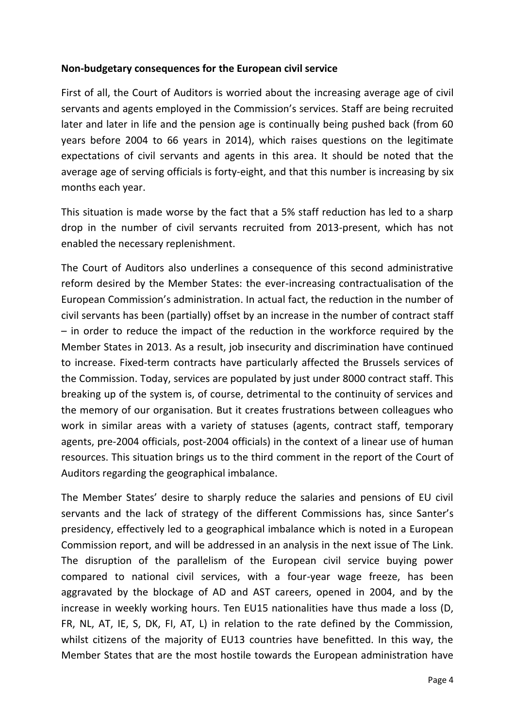**Non-budgetary consequences for the European civil service**

First of all, the Court of Auditors is worried about the increasing average age of civil servants and agents employed in the Commission's services. Staff are being recruited later and later in life and the pension age is continually being pushed back (from 60 years before 2004 to 66 years in 2014), which raises questions on the legitimate expectations of civil servants and agents in this area. It should be noted that the average age of serving officials is forty-eight, and that this number is increasing by six months each year.

This situation is made worse by the fact that a 5% staff reduction has led to a sharp drop in the number of civil servants recruited from 2013-present, which has not enabled the necessary replenishment.

The Court of Auditors also underlines a consequence of this second administrative reform desired by the Member States: the ever-increasing contractualisation of the European Commission's administration. In actual fact, the reduction in the number of civil servants has been (partially) offset by an increase in the number of contract staff – in order to reduce the impact of the reduction in the workforce required by the Member States in 2013. As a result, job insecurity and discrimination have continued to increase. Fixed-term contracts have particularly affected the Brussels services of the Commission. Today, services are populated by just under 8000 contract staff. This breaking up of the system is, of course, detrimental to the continuity of services and the memory of our organisation. But it creates frustrations between colleagues who work in similar areas with a variety of statuses (agents, contract staff, temporary agents, pre-2004 officials, post-2004 officials) in the context of a linear use of human resources. This situation brings us to the third comment in the report of the Court of Auditors regarding the geographical imbalance.

The Member States' desire to sharply reduce the salaries and pensions of EU civil servants and the lack of strategy of the different Commissions has, since Santer's presidency, effectively led to a geographical imbalance which is noted in a European Commission report, and will be addressed in an analysis in the next issue of The Link. The disruption of the parallelism of the European civil service buying power compared to national civil services, with a four-year wage freeze, has been aggravated by the blockage of AD and AST careers, opened in 2004, and by the increase in weekly working hours. Ten EU15 nationalities have thus made a loss (D, FR, NL, AT, IE, S, DK, FI, AT, L) in relation to the rate defined by the Commission, whilst citizens of the majority of EU13 countries have benefitted. In this way, the Member States that are the most hostile towards the European administration have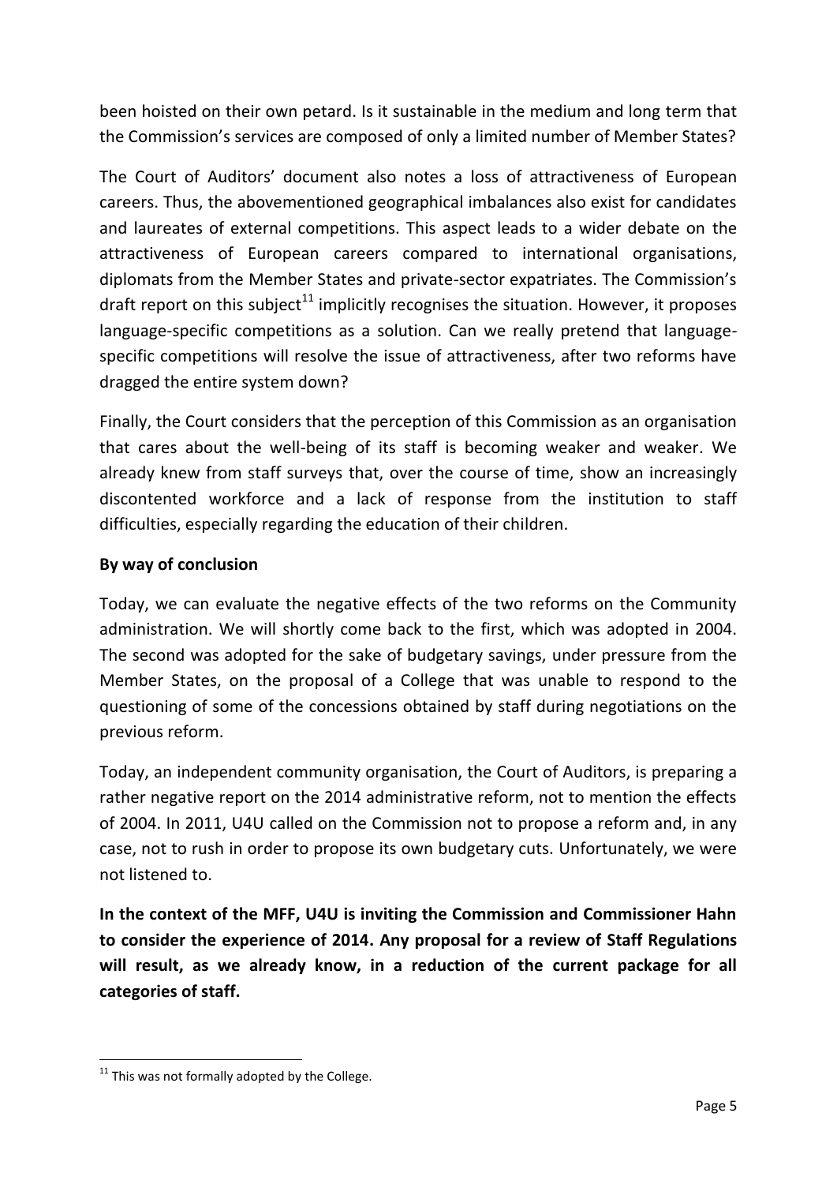been hoisted on their own petard. Is it sustainable in the medium and long term that the Commission's services are composed of only a limited number of Member States?

The Court of Auditors' document also notes a loss of attractiveness of European careers. Thus, the abovementioned geographical imbalances also exist for candidates and laureates of external competitions. This aspect leads to a wider debate on the attractiveness of European careers compared to international organisations, diplomats from the Member States and private-sector expatriates. The Commission's draft report on this subject[11] implicitly recognises the situation. However, it proposes language-specific competitions as a solution. Can we really pretend that language-specific competitions will resolve the issue of attractiveness, after two reforms have dragged the entire system down?

Finally, the Court considers that the perception of this Commission as an organisation that cares about the well-being of its staff is becoming weaker and weaker. We already knew from staff surveys that, over the course of time, show an increasingly discontented workforce and a lack of response from the institution to staff difficulties, especially regarding the education of their children.

**By way of conclusion**

Today, we can evaluate the negative effects of the two reforms on the Community administration. We will shortly come back to the first, which was adopted in 2004. The second was adopted for the sake of budgetary savings, under pressure from the Member States, on the proposal of a College that was unable to respond to the questioning of some of the concessions obtained by staff during negotiations on the previous reform.

Today, an independent community organisation, the Court of Auditors, is preparing a rather negative report on the 2014 administrative reform, not to mention the effects of 2004. In 2011, U4U called on the Commission not to propose a reform and, in any case, not to rush in order to propose its own budgetary cuts. Unfortunately, we were not listened to.

**In the context of the MFF, U4U is inviting the Commission and Commissioner Hahn to consider the experience of 2014. Any proposal for a review of Staff Regulations will result, as we already know, in a reduction of the current package for all categories of staff.**

---

[11] This was not formally adopted by the College.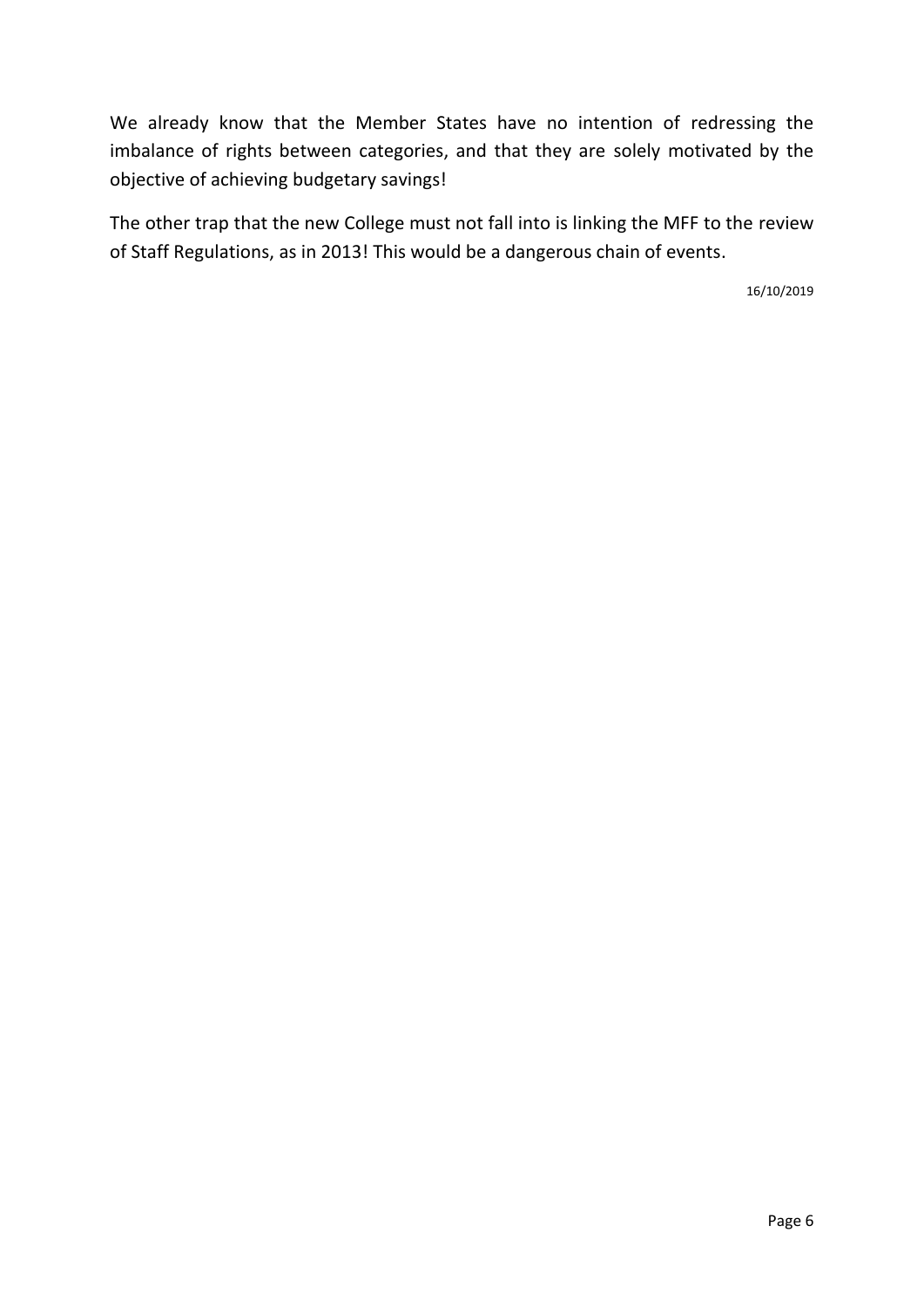We already know that the Member States have no intention of redressing the imbalance of rights between categories, and that they are solely motivated by the objective of achieving budgetary savings!

The other trap that the new College must not fall into is linking the MFF to the review of Staff Regulations, as in 2013! This would be a dangerous chain of events.

16/10/2019